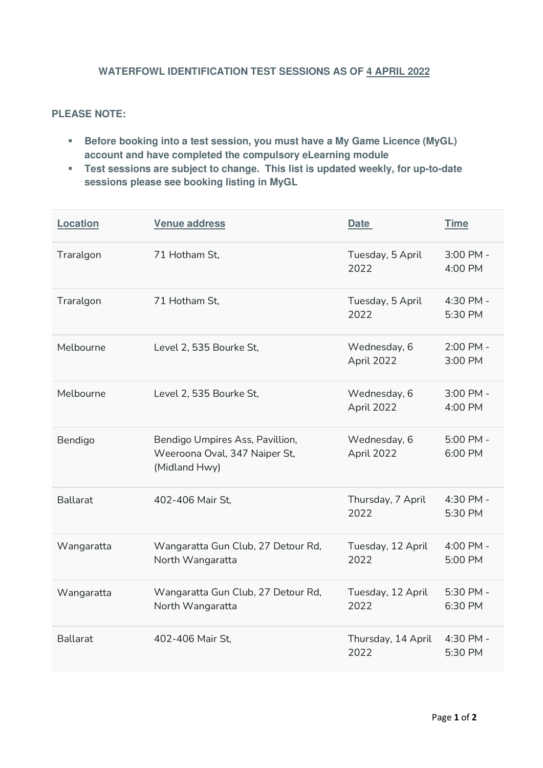# WATERFOWL IDENTIFICATION TEST SESSIONS AS OF 4 APRIL 2022

**PLEASE NOTE:**

- **Before booking into a test session, you must have a My Game Licence (MyGL) account and have completed the compulsory eLearning module**
- **Test sessions are subject to change. This list is updated weekly, for up-to-date sessions please see booking listing in MyGL**

| Location | Venue address | Date | Time |
|---|---|---|---|
| Traralgon | 71 Hotham St, | Tuesday, 5 April 2022 | 3:00 PM - 4:00 PM |
| Traralgon | 71 Hotham St, | Tuesday, 5 April 2022 | 4:30 PM - 5:30 PM |
| Melbourne | Level 2, 535 Bourke St, | Wednesday, 6 April 2022 | 2:00 PM - 3:00 PM |
| Melbourne | Level 2, 535 Bourke St, | Wednesday, 6 April 2022 | 3:00 PM - 4:00 PM |
| Bendigo | Bendigo Umpires Ass, Pavillion, Weeroona Oval, 347 Naiper St, (Midland Hwy) | Wednesday, 6 April 2022 | 5:00 PM - 6:00 PM |
| Ballarat | 402-406 Mair St, | Thursday, 7 April 2022 | 4:30 PM - 5:30 PM |
| Wangaratta | Wangaratta Gun Club, 27 Detour Rd, North Wangaratta | Tuesday, 12 April 2022 | 4:00 PM - 5:00 PM |
| Wangaratta | Wangaratta Gun Club, 27 Detour Rd, North Wangaratta | Tuesday, 12 April 2022 | 5:30 PM - 6:30 PM |
| Ballarat | 402-406 Mair St, | Thursday, 14 April 2022 | 4:30 PM - 5:30 PM |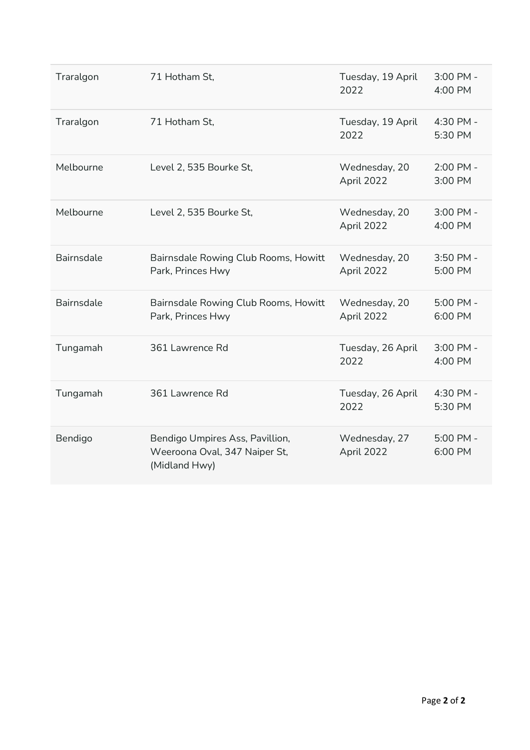| | | | |
|---|---|---|---|
| Traralgon | 71 Hotham St, | Tuesday, 19 April 2022 | 3:00 PM - 4:00 PM |
| Traralgon | 71 Hotham St, | Tuesday, 19 April 2022 | 4:30 PM - 5:30 PM |
| Melbourne | Level 2, 535 Bourke St, | Wednesday, 20 April 2022 | 2:00 PM - 3:00 PM |
| Melbourne | Level 2, 535 Bourke St, | Wednesday, 20 April 2022 | 3:00 PM - 4:00 PM |
| Bairnsdale | Bairnsdale Rowing Club Rooms, Howitt Park, Princes Hwy | Wednesday, 20 April 2022 | 3:50 PM - 5:00 PM |
| Bairnsdale | Bairnsdale Rowing Club Rooms, Howitt Park, Princes Hwy | Wednesday, 20 April 2022 | 5:00 PM - 6:00 PM |
| Tungamah | 361 Lawrence Rd | Tuesday, 26 April 2022 | 3:00 PM - 4:00 PM |
| Tungamah | 361 Lawrence Rd | Tuesday, 26 April 2022 | 4:30 PM - 5:30 PM |
| Bendigo | Bendigo Umpires Ass, Pavillion, Weeroona Oval, 347 Naiper St, (Midland Hwy) | Wednesday, 27 April 2022 | 5:00 PM - 6:00 PM |